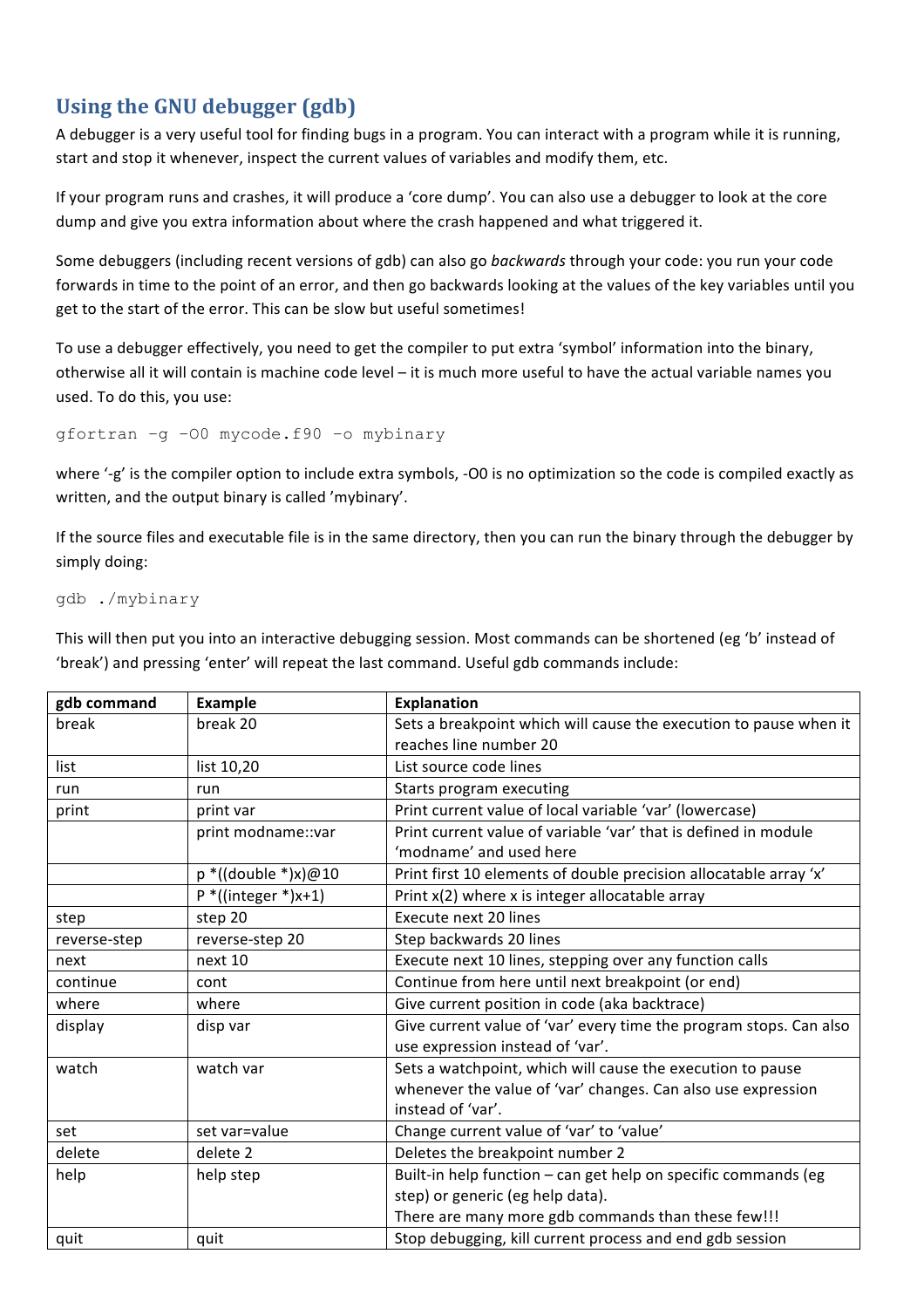## Using the GNU debugger (gdb)

A debugger is a very useful tool for finding bugs in a program. You can interact with a program while it is running, start and stop it whenever, inspect the current values of variables and modify them, etc.

If your program runs and crashes, it will produce a 'core dump'. You can also use a debugger to look at the core dump and give you extra information about where the crash happened and what triggered it.

Some debuggers (including recent versions of gdb) can also go *backwards* through your code: you run your code forwards in time to the point of an error, and then go backwards looking at the values of the key variables until you get to the start of the error. This can be slow but useful sometimes!

To use a debugger effectively, you need to get the compiler to put extra 'symbol' information into the binary, otherwise all it will contain is machine code level – it is much more useful to have the actual variable names you used. To do this, you use:

```
gfortran -g -O0 mycode.f90 -o mybinary
```

where '-g' is the compiler option to include extra symbols, -O0 is no optimization so the code is compiled exactly as written, and the output binary is called 'mybinary'.

If the source files and executable file is in the same directory, then you can run the binary through the debugger by simply doing:

```
gdb ./mybinary
```

This will then put you into an interactive debugging session. Most commands can be shortened (eg 'b' instead of 'break') and pressing 'enter' will repeat the last command. Useful gdb commands include:

| gdb command | Example | Explanation |
|---|---|---|
| break | break 20 | Sets a breakpoint which will cause the execution to pause when it reaches line number 20 |
| list | list 10,20 | List source code lines |
| run | run | Starts program executing |
| print | print var | Print current value of local variable 'var' (lowercase) |
| | print modname::var | Print current value of variable 'var' that is defined in module 'modname' and used here |
| | p *((double *)x)@10 | Print first 10 elements of double precision allocatable array 'x' |
| | P *((integer *)x+1) | Print x(2) where x is integer allocatable array |
| step | step 20 | Execute next 20 lines |
| reverse-step | reverse-step 20 | Step backwards 20 lines |
| next | next 10 | Execute next 10 lines, stepping over any function calls |
| continue | cont | Continue from here until next breakpoint (or end) |
| where | where | Give current position in code (aka backtrace) |
| display | disp var | Give current value of 'var' every time the program stops. Can also use expression instead of 'var'. |
| watch | watch var | Sets a watchpoint, which will cause the execution to pause whenever the value of 'var' changes. Can also use expression instead of 'var'. |
| set | set var=value | Change current value of 'var' to 'value' |
| delete | delete 2 | Deletes the breakpoint number 2 |
| help | help step | Built-in help function – can get help on specific commands (eg step) or generic (eg help data). There are many more gdb commands than these few!!! |
| quit | quit | Stop debugging, kill current process and end gdb session |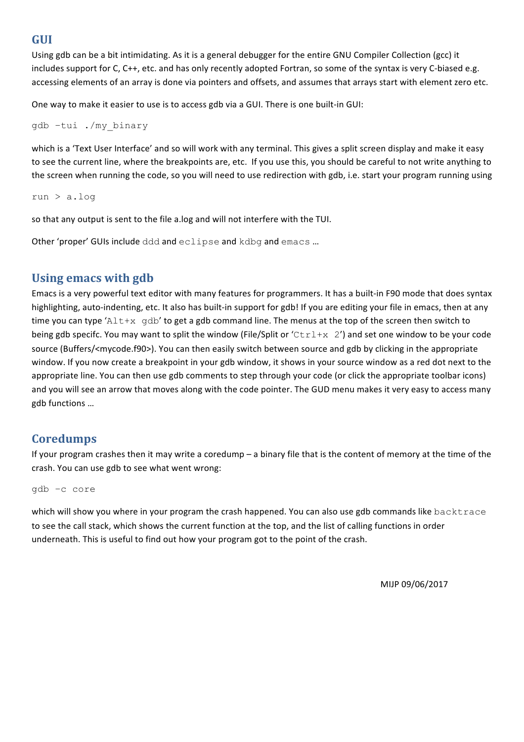## GUI

Using gdb can be a bit intimidating. As it is a general debugger for the entire GNU Compiler Collection (gcc) it includes support for C, C++, etc. and has only recently adopted Fortran, so some of the syntax is very C-biased e.g. accessing elements of an array is done via pointers and offsets, and assumes that arrays start with element zero etc.

One way to make it easier to use is to access gdb via a GUI. There is one built-in GUI:

```
gdb -tui ./my_binary
```

which is a 'Text User Interface' and so will work with any terminal. This gives a split screen display and make it easy to see the current line, where the breakpoints are, etc. If you use this, you should be careful to not write anything to the screen when running the code, so you will need to use redirection with gdb, i.e. start your program running using

```
run > a.log
```

so that any output is sent to the file a.log and will not interfere with the TUI.

Other 'proper' GUIs include `ddd` and `eclipse` and `kdbg` and `emacs` …

## Using emacs with gdb

Emacs is a very powerful text editor with many features for programmers. It has a built-in F90 mode that does syntax highlighting, auto-indenting, etc. It also has built-in support for gdb! If you are editing your file in emacs, then at any time you can type '`Alt+x gdb`' to get a gdb command line. The menus at the top of the screen then switch to being gdb specifc. You may want to split the window (File/Split or '`Ctrl+x 2`') and set one window to be your code source (Buffers/<mycode.f90>). You can then easily switch between source and gdb by clicking in the appropriate window. If you now create a breakpoint in your gdb window, it shows in your source window as a red dot next to the appropriate line. You can then use gdb comments to step through your code (or click the appropriate toolbar icons) and you will see an arrow that moves along with the code pointer. The GUD menu makes it very easy to access many gdb functions …

## Coredumps

If your program crashes then it may write a coredump – a binary file that is the content of memory at the time of the crash. You can use gdb to see what went wrong:

```
gdb -c core
```

which will show you where in your program the crash happened. You can also use gdb commands like `backtrace` to see the call stack, which shows the current function at the top, and the list of calling functions in order underneath. This is useful to find out how your program got to the point of the crash.

MIJP 09/06/2017